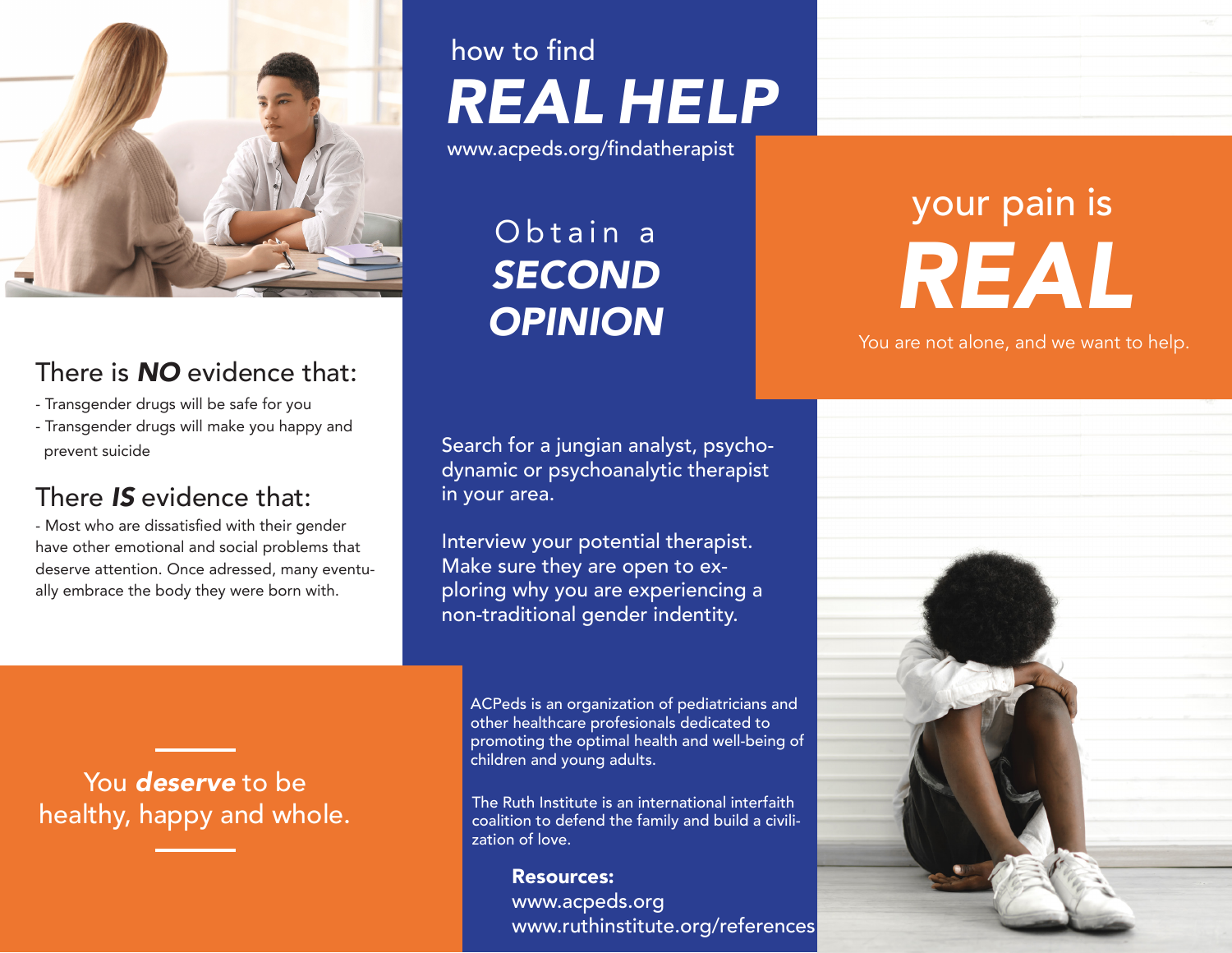## There is ***NO*** evidence that:

- Transgender drugs will be safe for you
- Transgender drugs will make you happy and prevent suicide

## There ***IS*** evidence that:

- Most who are dissatisfied with their gender have other emotional and social problems that deserve attention. Once adressed, many eventually embrace the body they were born with.

You ***deserve*** to be healthy, happy and whole.

how to find

# *REAL HELP*

www.acpeds.org/findatherapist

## Obtain a ***SECOND OPINION***

Search for a jungian analyst, psychodynamic or psychoanalytic therapist in your area.

Interview your potential therapist. Make sure they are open to exploring why you are experiencing a non-traditional gender indentity.

ACPeds is an organization of pediatricians and other healthcare profesionals dedicated to promoting the optimal health and well-being of children and young adults.

The Ruth Institute is an international interfaith coalition to defend the family and build a civilization of love.

**Resources:**
www.acpeds.org
www.ruthinstitute.org/references

your pain is

# *REAL*

You are not alone, and we want to help.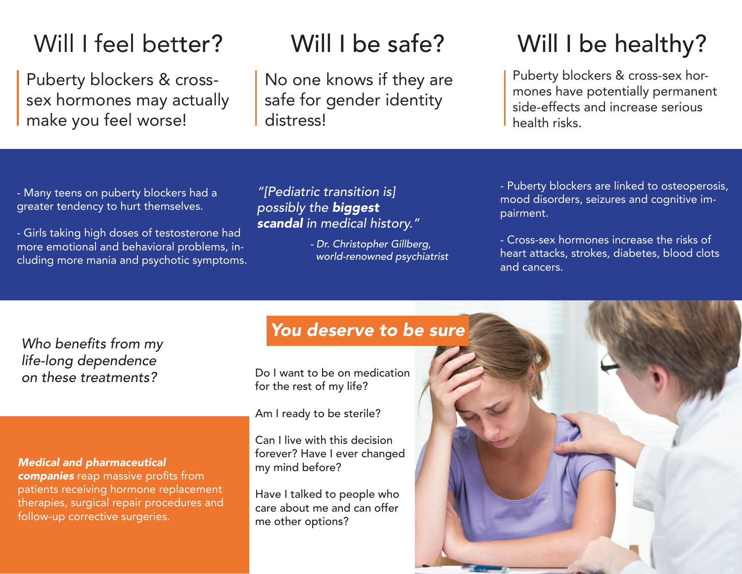## Will I feel better?

Puberty blockers & cross-sex hormones may actually make you feel worse!

## Will I be safe?

No one knows if they are safe for gender identity distress!

## Will I be healthy?

Puberty blockers & cross-sex hormones have potentially permanent side-effects and increase serious health risks.

- Many teens on puberty blockers had a greater tendency to hurt themselves.

- Girls taking high doses of testosterone had more emotional and behavioral problems, including more mania and psychotic symptoms.

*"[Pediatric transition is] possibly the **biggest scandal** in medical history."*

*- Dr. Christopher Gillberg, world-renowned psychiatrist*

- Puberty blockers are linked to osteoperosis, mood disorders, seizures and cognitive impairment.

- Cross-sex hormones increase the risks of heart attacks, strokes, diabetes, blood clots and cancers.

*Who benefits from my life-long dependence on these treatments?*

***Medical and pharmaceutical companies*** reap massive profits from patients receiving hormone replacement therapies, surgical repair procedures and follow-up corrective surgeries.

## *You deserve to be sure*

Do I want to be on medication for the rest of my life?

Am I ready to be sterile?

Can I live with this decision forever? Have I ever changed my mind before?

Have I talked to people who care about me and can offer me other options?